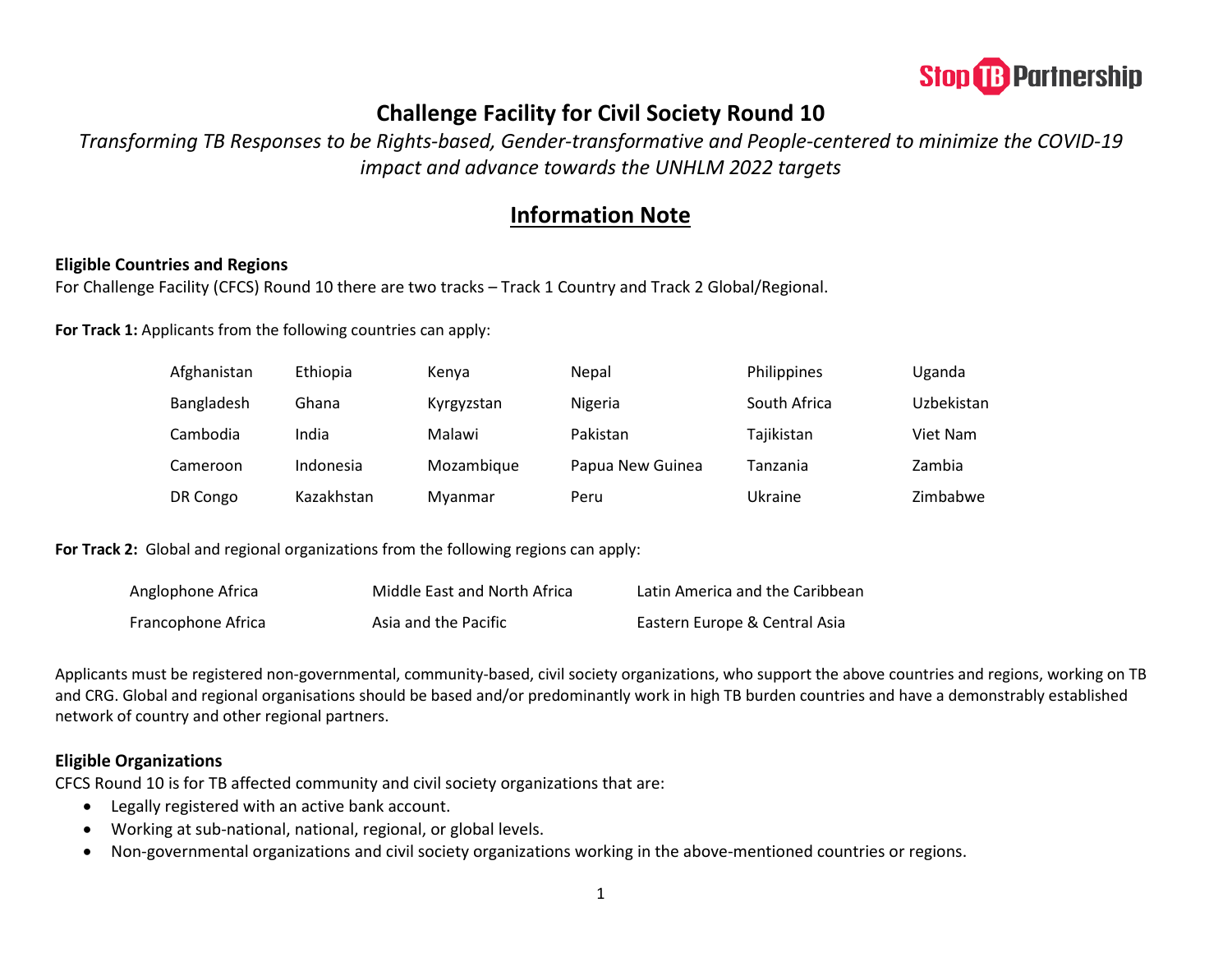# Challenge Facility for Civil Society Round 10

*Transforming TB Responses to be Rights-based, Gender-transformative and People-centered to minimize the COVID-19 impact and advance towards the UNHLM 2022 targets*

## Information Note

### Eligible Countries and Regions

For Challenge Facility (CFCS) Round 10 there are two tracks – Track 1 Country and Track 2 Global/Regional.

**For Track 1:** Applicants from the following countries can apply:

| | | | | | |
|---|---|---|---|---|---|
| Afghanistan | Ethiopia | Kenya | Nepal | Philippines | Uganda |
| Bangladesh | Ghana | Kyrgyzstan | Nigeria | South Africa | Uzbekistan |
| Cambodia | India | Malawi | Pakistan | Tajikistan | Viet Nam |
| Cameroon | Indonesia | Mozambique | Papua New Guinea | Tanzania | Zambia |
| DR Congo | Kazakhstan | Myanmar | Peru | Ukraine | Zimbabwe |

**For Track 2:** Global and regional organizations from the following regions can apply:

| | | |
|---|---|---|
| Anglophone Africa | Middle East and North Africa | Latin America and the Caribbean |
| Francophone Africa | Asia and the Pacific | Eastern Europe & Central Asia |

Applicants must be registered non-governmental, community-based, civil society organizations, who support the above countries and regions, working on TB and CRG. Global and regional organisations should be based and/or predominantly work in high TB burden countries and have a demonstrably established network of country and other regional partners.

### Eligible Organizations

CFCS Round 10 is for TB affected community and civil society organizations that are:

- Legally registered with an active bank account.
- Working at sub-national, national, regional, or global levels.
- Non-governmental organizations and civil society organizations working in the above-mentioned countries or regions.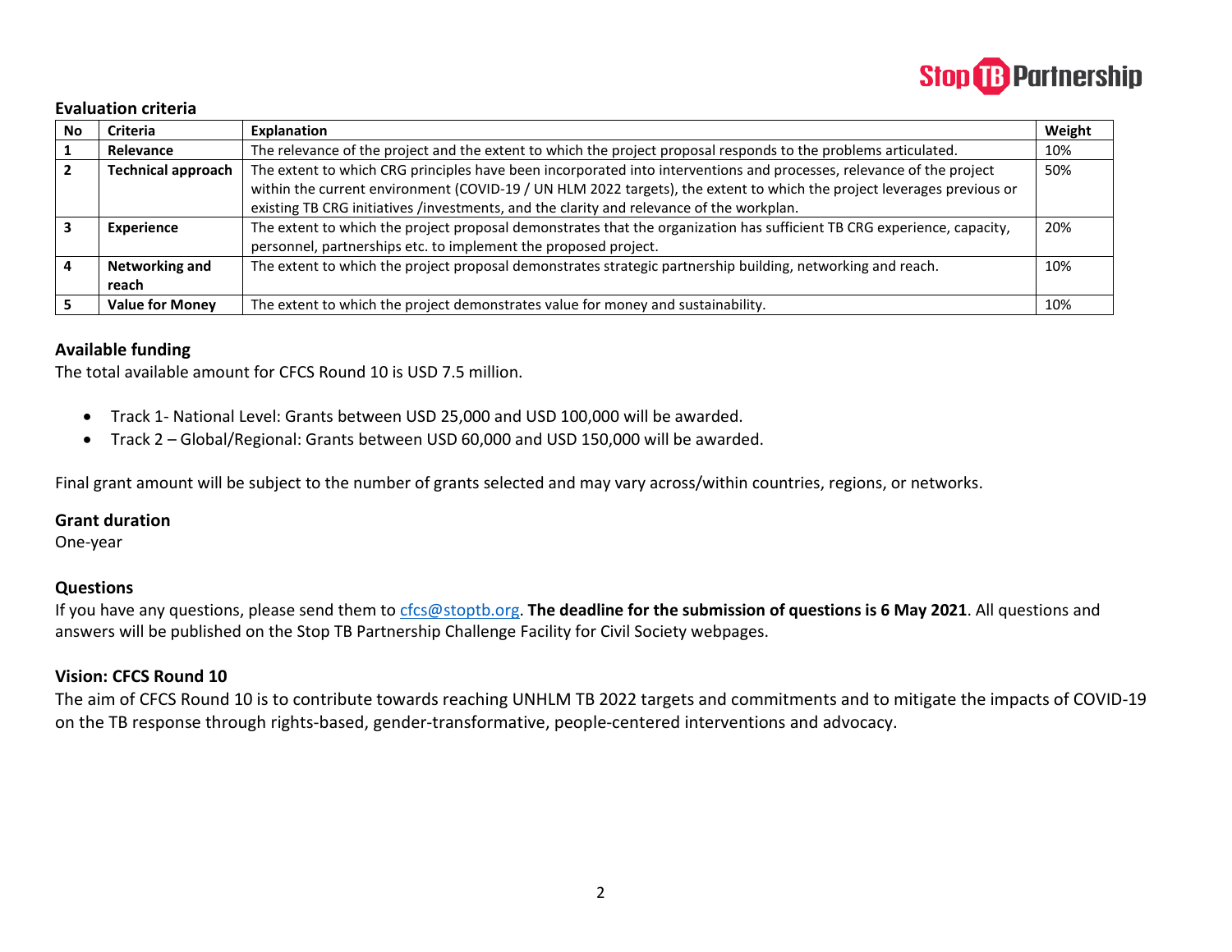### Evaluation criteria

| No | Criteria | Explanation | Weight |
|---|---|---|---|
| 1 | Relevance | The relevance of the project and the extent to which the project proposal responds to the problems articulated. | 10% |
| 2 | Technical approach | The extent to which CRG principles have been incorporated into interventions and processes, relevance of the project within the current environment (COVID-19 / UN HLM 2022 targets), the extent to which the project leverages previous or existing TB CRG initiatives /investments, and the clarity and relevance of the workplan. | 50% |
| 3 | Experience | The extent to which the project proposal demonstrates that the organization has sufficient TB CRG experience, capacity, personnel, partnerships etc. to implement the proposed project. | 20% |
| 4 | Networking and reach | The extent to which the project proposal demonstrates strategic partnership building, networking and reach. | 10% |
| 5 | Value for Money | The extent to which the project demonstrates value for money and sustainability. | 10% |

### Available funding

The total available amount for CFCS Round 10 is USD 7.5 million.

- Track 1- National Level: Grants between USD 25,000 and USD 100,000 will be awarded.
- Track 2 – Global/Regional: Grants between USD 60,000 and USD 150,000 will be awarded.

Final grant amount will be subject to the number of grants selected and may vary across/within countries, regions, or networks.

### Grant duration

One-year

### Questions

If you have any questions, please send them to cfcs@stoptb.org. **The deadline for the submission of questions is 6 May 2021**. All questions and answers will be published on the Stop TB Partnership Challenge Facility for Civil Society webpages.

### Vision: CFCS Round 10

The aim of CFCS Round 10 is to contribute towards reaching UNHLM TB 2022 targets and commitments and to mitigate the impacts of COVID-19 on the TB response through rights-based, gender-transformative, people-centered interventions and advocacy.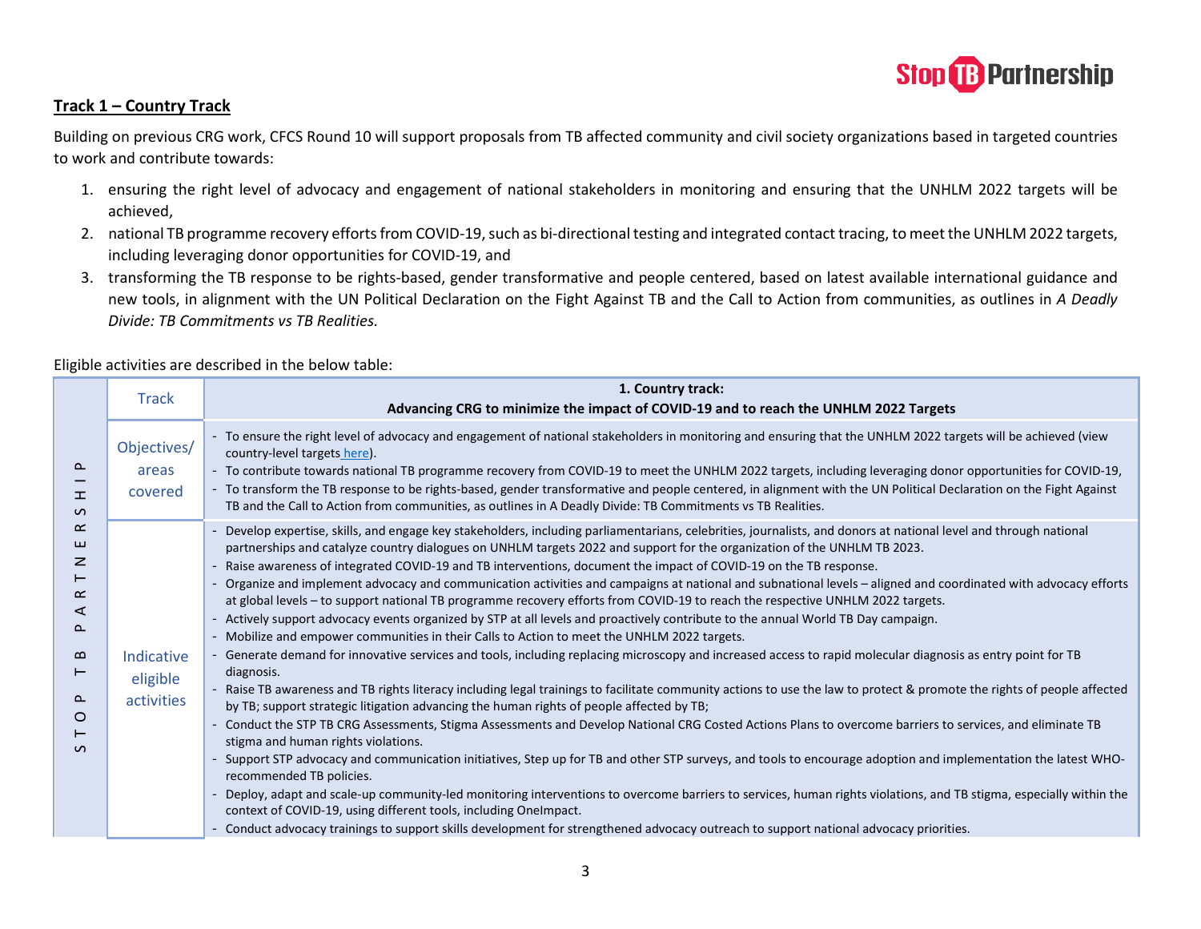## Track 1 – Country Track

Building on previous CRG work, CFCS Round 10 will support proposals from TB affected community and civil society organizations based in targeted countries to work and contribute towards:

1. ensuring the right level of advocacy and engagement of national stakeholders in monitoring and ensuring that the UNHLM 2022 targets will be achieved,
2. national TB programme recovery efforts from COVID-19, such as bi-directional testing and integrated contact tracing, to meet the UNHLM 2022 targets, including leveraging donor opportunities for COVID-19, and
3. transforming the TB response to be rights-based, gender transformative and people centered, based on latest available international guidance and new tools, in alignment with the UN Political Declaration on the Fight Against TB and the Call to Action from communities, as outlines in *A Deadly Divide: TB Commitments vs TB Realities.*

Eligible activities are described in the below table:

| STOP TB PARTNERSHIP | Track | **1. Country track: Advancing CRG to minimize the impact of COVID-19 and to reach the UNHLM 2022 Targets** |
|---|---|---|
| | Objectives/ areas covered | - To ensure the right level of advocacy and engagement of national stakeholders in monitoring and ensuring that the UNHLM 2022 targets will be achieved (view country-level targets here).<br>- To contribute towards national TB programme recovery from COVID-19 to meet the UNHLM 2022 targets, including leveraging donor opportunities for COVID-19,<br>- To transform the TB response to be rights-based, gender transformative and people centered, in alignment with the UN Political Declaration on the Fight Against TB and the Call to Action from communities, as outlines in A Deadly Divide: TB Commitments vs TB Realities. |
| | Indicative eligible activities | - Develop expertise, skills, and engage key stakeholders, including parliamentarians, celebrities, journalists, and donors at national level and through national partnerships and catalyze country dialogues on UNHLM targets 2022 and support for the organization of the UNHLM TB 2023.<br>- Raise awareness of integrated COVID-19 and TB interventions, document the impact of COVID-19 on the TB response.<br>- Organize and implement advocacy and communication activities and campaigns at national and subnational levels – aligned and coordinated with advocacy efforts at global levels – to support national TB programme recovery efforts from COVID-19 to reach the respective UNHLM 2022 targets.<br>- Actively support advocacy events organized by STP at all levels and proactively contribute to the annual World TB Day campaign.<br>- Mobilize and empower communities in their Calls to Action to meet the UNHLM 2022 targets.<br>- Generate demand for innovative services and tools, including replacing microscopy and increased access to rapid molecular diagnosis as entry point for TB diagnosis.<br>- Raise TB awareness and TB rights literacy including legal trainings to facilitate community actions to use the law to protect & promote the rights of people affected by TB; support strategic litigation advancing the human rights of people affected by TB;<br>- Conduct the STP TB CRG Assessments, Stigma Assessments and Develop National CRG Costed Actions Plans to overcome barriers to services, and eliminate TB stigma and human rights violations.<br>- Support STP advocacy and communication initiatives, Step up for TB and other STP surveys, and tools to encourage adoption and implementation the latest WHO-recommended TB policies.<br>- Deploy, adapt and scale-up community-led monitoring interventions to overcome barriers to services, human rights violations, and TB stigma, especially within the context of COVID-19, using different tools, including OneImpact.<br>- Conduct advocacy trainings to support skills development for strengthened advocacy outreach to support national advocacy priorities. |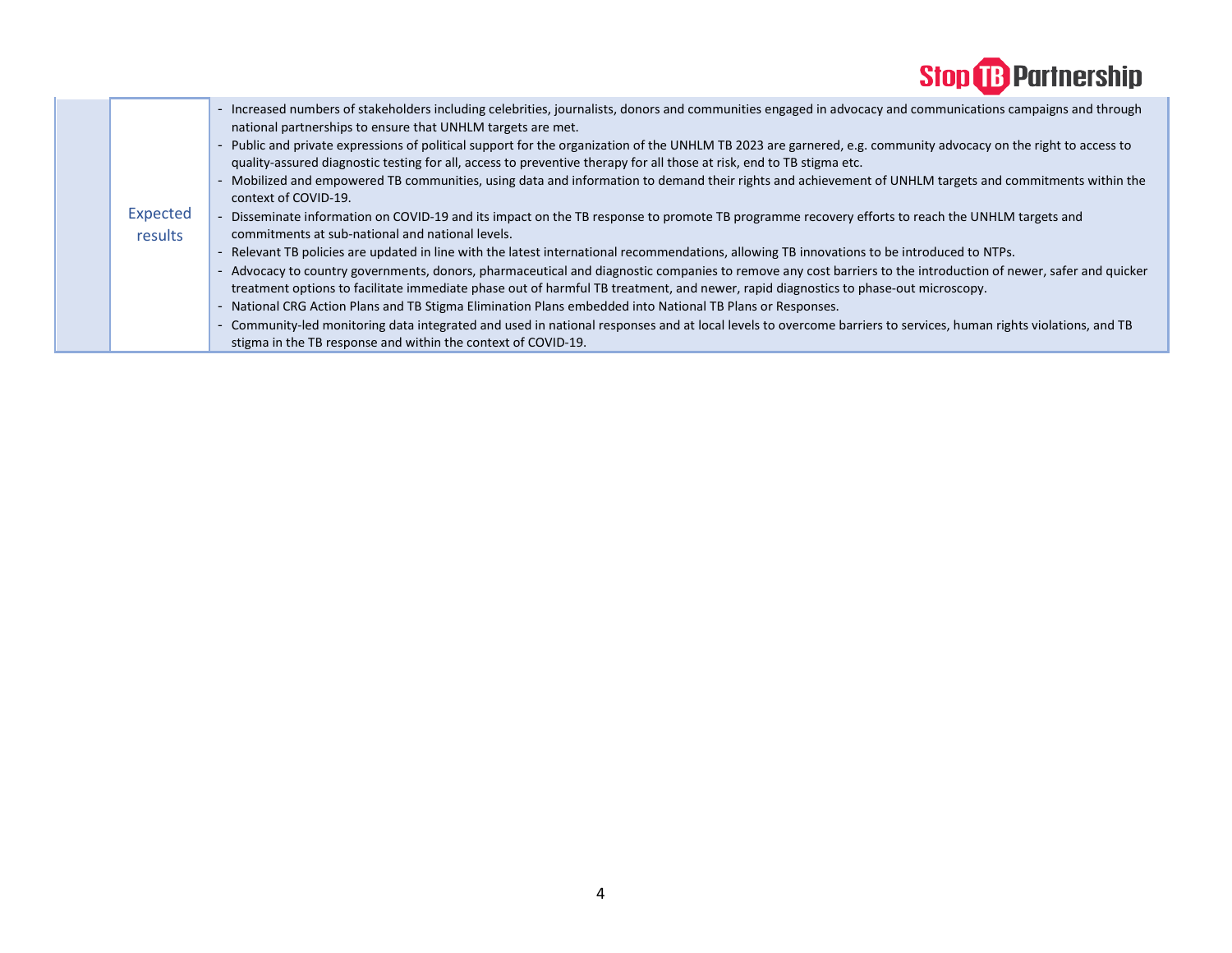| | | |
|---|---|---|
| | Expected results | - Increased numbers of stakeholders including celebrities, journalists, donors and communities engaged in advocacy and communications campaigns and through national partnerships to ensure that UNHLM targets are met.<br>- Public and private expressions of political support for the organization of the UNHLM TB 2023 are garnered, e.g. community advocacy on the right to access to quality-assured diagnostic testing for all, access to preventive therapy for all those at risk, end to TB stigma etc.<br>- Mobilized and empowered TB communities, using data and information to demand their rights and achievement of UNHLM targets and commitments within the context of COVID-19.<br>- Disseminate information on COVID-19 and its impact on the TB response to promote TB programme recovery efforts to reach the UNHLM targets and commitments at sub-national and national levels.<br>- Relevant TB policies are updated in line with the latest international recommendations, allowing TB innovations to be introduced to NTPs.<br>- Advocacy to country governments, donors, pharmaceutical and diagnostic companies to remove any cost barriers to the introduction of newer, safer and quicker treatment options to facilitate immediate phase out of harmful TB treatment, and newer, rapid diagnostics to phase-out microscopy.<br>- National CRG Action Plans and TB Stigma Elimination Plans embedded into National TB Plans or Responses.<br>- Community-led monitoring data integrated and used in national responses and at local levels to overcome barriers to services, human rights violations, and TB stigma in the TB response and within the context of COVID-19. |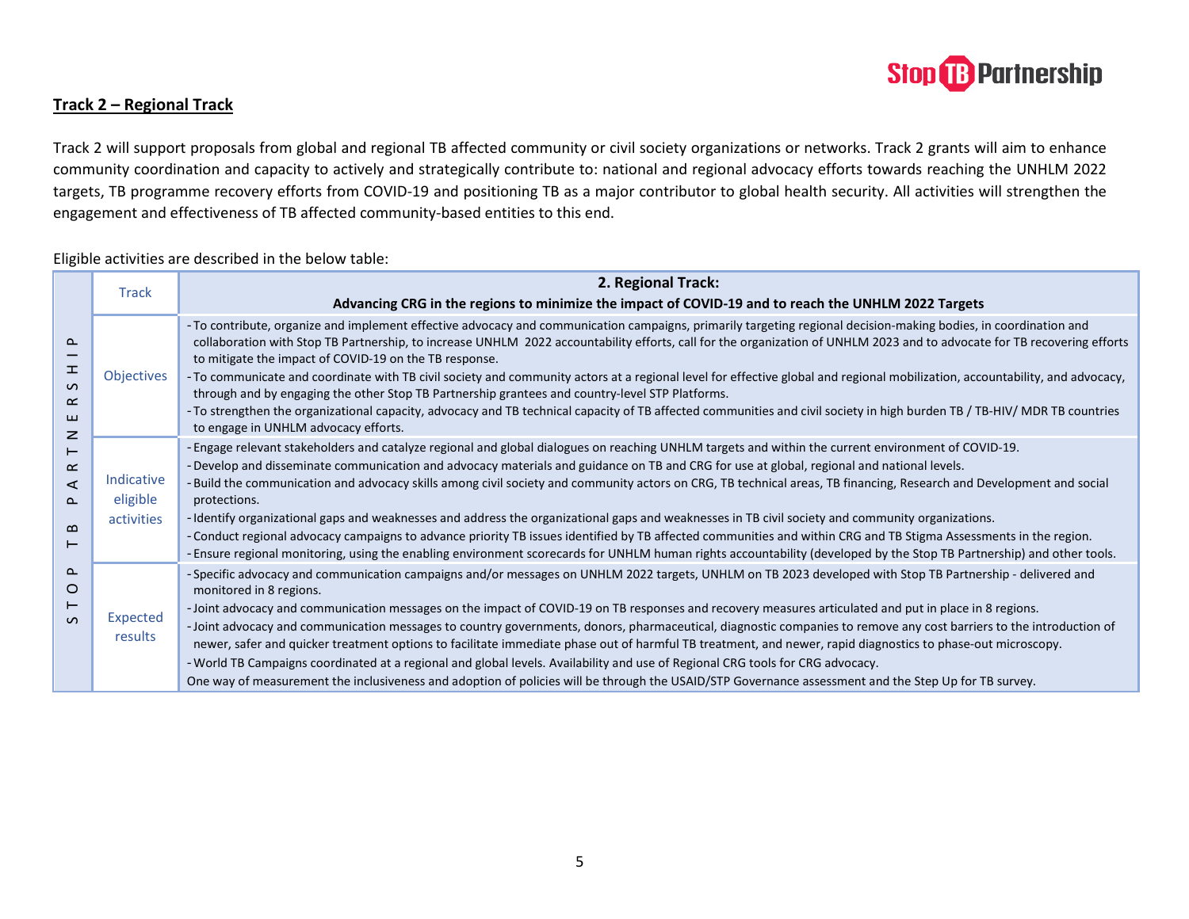## Track 2 – Regional Track

Track 2 will support proposals from global and regional TB affected community or civil society organizations or networks. Track 2 grants will aim to enhance community coordination and capacity to actively and strategically contribute to: national and regional advocacy efforts towards reaching the UNHLM 2022 targets, TB programme recovery efforts from COVID-19 and positioning TB as a major contributor to global health security. All activities will strengthen the engagement and effectiveness of TB affected community-based entities to this end.

Eligible activities are described in the below table:

| Track | **2. Regional Track: Advancing CRG in the regions to minimize the impact of COVID-19 and to reach the UNHLM 2022 Targets** |
|---|---|
| Objectives | - To contribute, organize and implement effective advocacy and communication campaigns, primarily targeting regional decision-making bodies, in coordination and collaboration with Stop TB Partnership, to increase UNHLM 2022 accountability efforts, call for the organization of UNHLM 2023 and to advocate for TB recovering efforts to mitigate the impact of COVID-19 on the TB response.<br>- To communicate and coordinate with TB civil society and community actors at a regional level for effective global and regional mobilization, accountability, and advocacy, through and by engaging the other Stop TB Partnership grantees and country-level STP Platforms.<br>- To strengthen the organizational capacity, advocacy and TB technical capacity of TB affected communities and civil society in high burden TB / TB-HIV/ MDR TB countries to engage in UNHLM advocacy efforts. |
| Indicative eligible activities | - Engage relevant stakeholders and catalyze regional and global dialogues on reaching UNHLM targets and within the current environment of COVID-19.<br>- Develop and disseminate communication and advocacy materials and guidance on TB and CRG for use at global, regional and national levels.<br>- Build the communication and advocacy skills among civil society and community actors on CRG, TB technical areas, TB financing, Research and Development and social protections.<br>- Identify organizational gaps and weaknesses and address the organizational gaps and weaknesses in TB civil society and community organizations.<br>- Conduct regional advocacy campaigns to advance priority TB issues identified by TB affected communities and within CRG and TB Stigma Assessments in the region.<br>- Ensure regional monitoring, using the enabling environment scorecards for UNHLM human rights accountability (developed by the Stop TB Partnership) and other tools. |
| Expected results | - Specific advocacy and communication campaigns and/or messages on UNHLM 2022 targets, UNHLM on TB 2023 developed with Stop TB Partnership - delivered and monitored in 8 regions.<br>- Joint advocacy and communication messages on the impact of COVID-19 on TB responses and recovery measures articulated and put in place in 8 regions.<br>- Joint advocacy and communication messages to country governments, donors, pharmaceutical, diagnostic companies to remove any cost barriers to the introduction of newer, safer and quicker treatment options to facilitate immediate phase out of harmful TB treatment, and newer, rapid diagnostics to phase-out microscopy.<br>- World TB Campaigns coordinated at a regional and global levels. Availability and use of Regional CRG tools for CRG advocacy.<br>One way of measurement the inclusiveness and adoption of policies will be through the USAID/STP Governance assessment and the Step Up for TB survey. |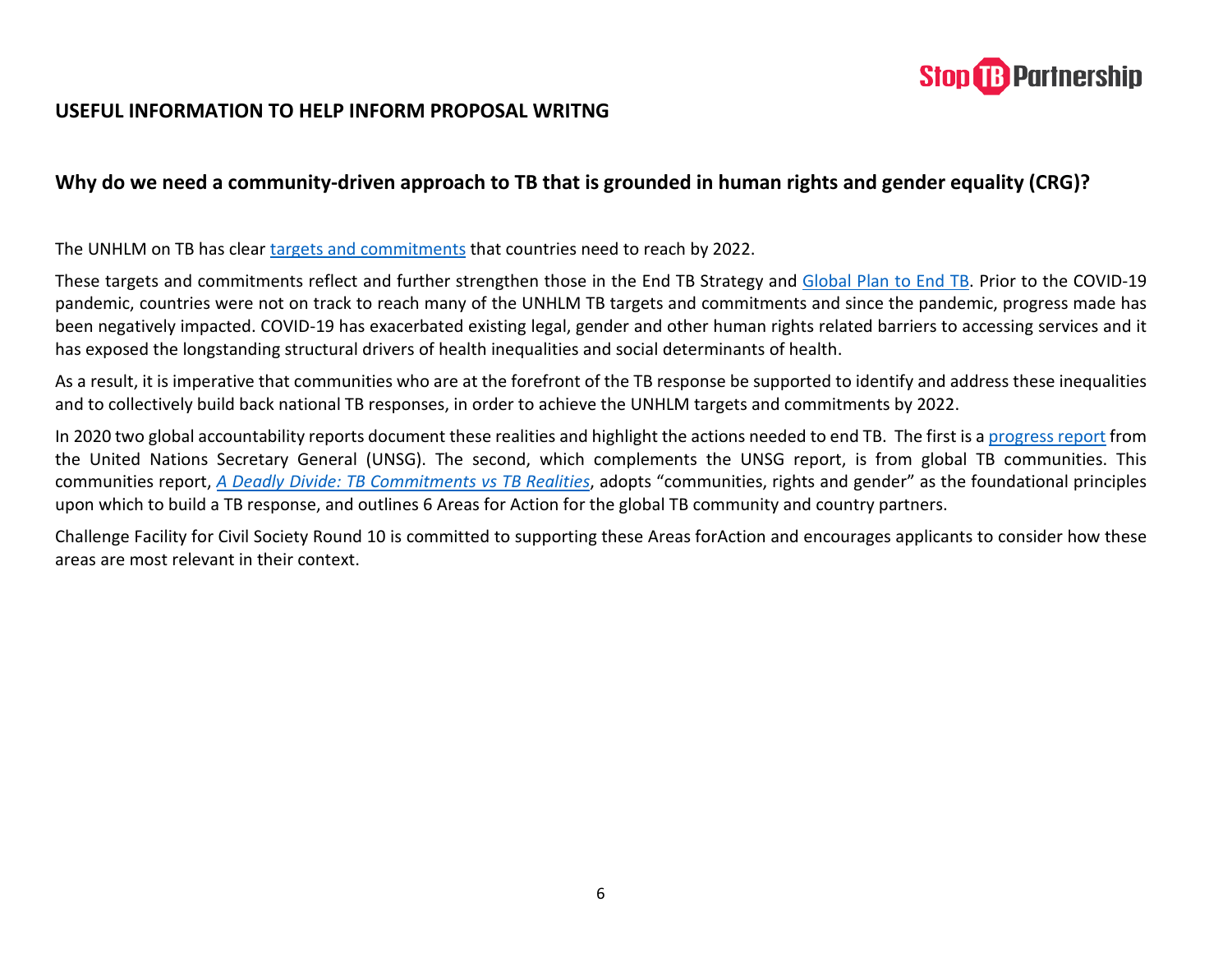## USEFUL INFORMATION TO HELP INFORM PROPOSAL WRITNG

### Why do we need a community-driven approach to TB that is grounded in human rights and gender equality (CRG)?

The UNHLM on TB has clear targets and commitments that countries need to reach by 2022.

These targets and commitments reflect and further strengthen those in the End TB Strategy and Global Plan to End TB. Prior to the COVID-19 pandemic, countries were not on track to reach many of the UNHLM TB targets and commitments and since the pandemic, progress made has been negatively impacted. COVID-19 has exacerbated existing legal, gender and other human rights related barriers to accessing services and it has exposed the longstanding structural drivers of health inequalities and social determinants of health.

As a result, it is imperative that communities who are at the forefront of the TB response be supported to identify and address these inequalities and to collectively build back national TB responses, in order to achieve the UNHLM targets and commitments by 2022.

In 2020 two global accountability reports document these realities and highlight the actions needed to end TB. The first is a progress report from the United Nations Secretary General (UNSG). The second, which complements the UNSG report, is from global TB communities. This communities report, *A Deadly Divide: TB Commitments vs TB Realities*, adopts "communities, rights and gender" as the foundational principles upon which to build a TB response, and outlines 6 Areas for Action for the global TB community and country partners.

Challenge Facility for Civil Society Round 10 is committed to supporting these Areas forAction and encourages applicants to consider how these areas are most relevant in their context.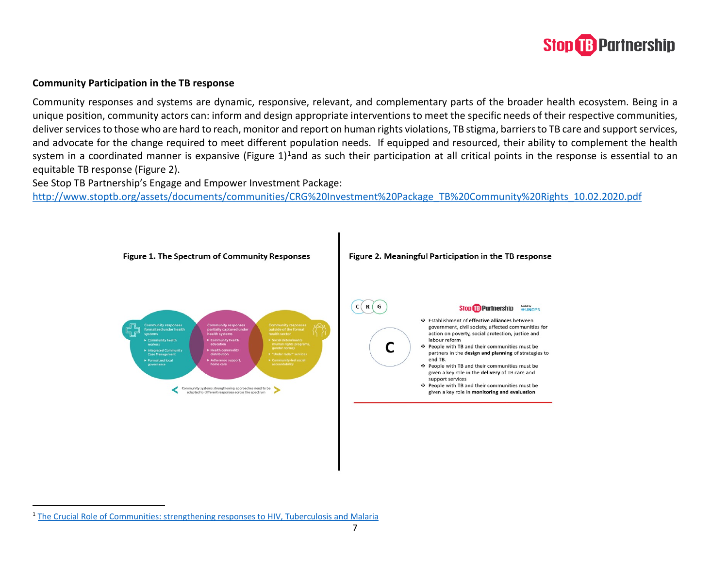**Community Participation in the TB response**

Community responses and systems are dynamic, responsive, relevant, and complementary parts of the broader health ecosystem. Being in a unique position, community actors can: inform and design appropriate interventions to meet the specific needs of their respective communities, deliver services to those who are hard to reach, monitor and report on human rights violations, TB stigma, barriers to TB care and support services, and advocate for the change required to meet different population needs. If equipped and resourced, their ability to complement the health system in a coordinated manner is expansive (Figure 1)[1] and as such their participation at all critical points in the response is essential to an equitable TB response (Figure 2).

See Stop TB Partnership's Engage and Empower Investment Package:
http://www.stoptb.org/assets/documents/communities/CRG%20Investment%20Package_TB%20Community%20Rights_10.02.2020.pdf

**Figure 1. The Spectrum of Community Responses**

Community responses formalized under health systems
- Community health workers
- Integrated Community Case Management
- Formalized local governance

Community responses partially captured under health systems
- Community health education
- Health commodity distribution
- Adherence support, home care

Community responses outside of the formal health sector
- Social determinants (human rights programs, gender norms)
- "Under radar" services
- Community-led social accountability

Community systems strengthening approaches need to be adapted to different responses across the spectrum

**Figure 2. Meaningful Participation in the TB response**

C R G

C

- Establishment of **effective alliances** between government, civil society, affected communities for action on poverty, social protection, justice and labour reform
- People with TB and their communities must be partners in the **design and planning** of strategies to end TB.
- People with TB and their communities must be given a key role in the **delivery** of TB care and support services
- People with TB and their communities must be given a key role in **monitoring and evaluation**

---

[1] The Crucial Role of Communities: strengthening responses to HIV, Tuberculosis and Malaria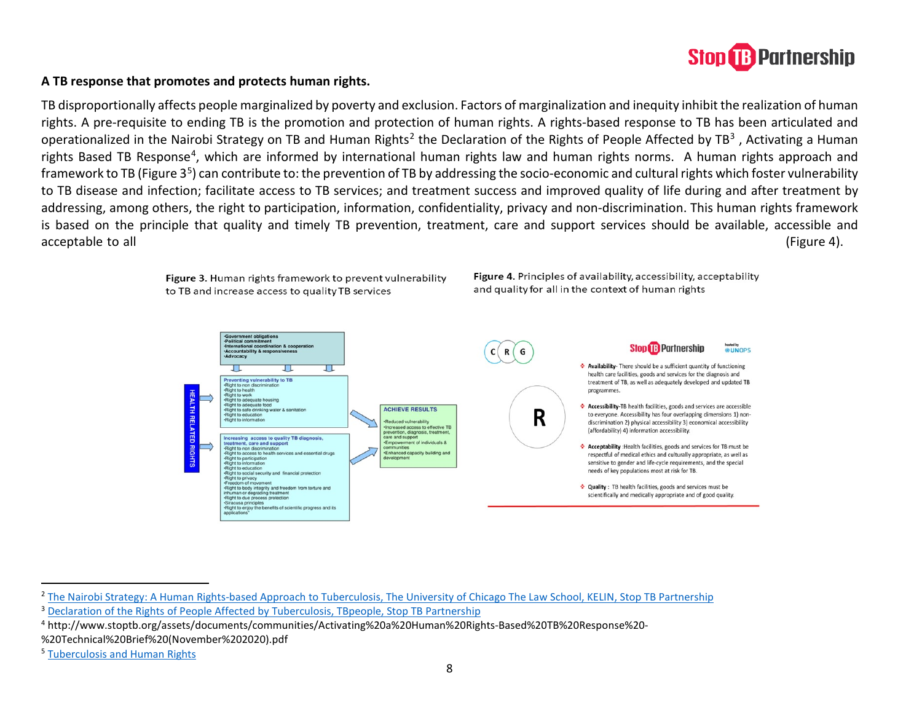**A TB response that promotes and protects human rights.**

TB disproportionally affects people marginalized by poverty and exclusion. Factors of marginalization and inequity inhibit the realization of human rights. A pre-requisite to ending TB is the promotion and protection of human rights. A rights-based response to TB has been articulated and operationalized in the Nairobi Strategy on TB and Human Rights[2] the Declaration of the Rights of People Affected by TB[3] , Activating a Human rights Based TB Response[4], which are informed by international human rights law and human rights norms. A human rights approach and framework to TB (Figure 3[5]) can contribute to: the prevention of TB by addressing the socio-economic and cultural rights which foster vulnerability to TB disease and infection; facilitate access to TB services; and treatment success and improved quality of life during and after treatment by addressing, among others, the right to participation, information, confidentiality, privacy and non-discrimination. This human rights framework is based on the principle that quality and timely TB prevention, treatment, care and support services should be available, accessible and acceptable to all (Figure 4).

**Figure 3.** Human rights framework to prevent vulnerability to TB and increase access to quality TB services

**Figure 4.** Principles of availability, accessibility, acceptability and quality for all in the context of human rights

---

[2] The Nairobi Strategy: A Human Rights-based Approach to Tuberculosis, The University of Chicago The Law School, KELIN, Stop TB Partnership

[3] Declaration of the Rights of People Affected by Tuberculosis, TBpeople, Stop TB Partnership

[4] http://www.stoptb.org/assets/documents/communities/Activating%20a%20Human%20Rights-Based%20TB%20Response%20-%20Technical%20Brief%20(November%202020).pdf

[5] Tuberculosis and Human Rights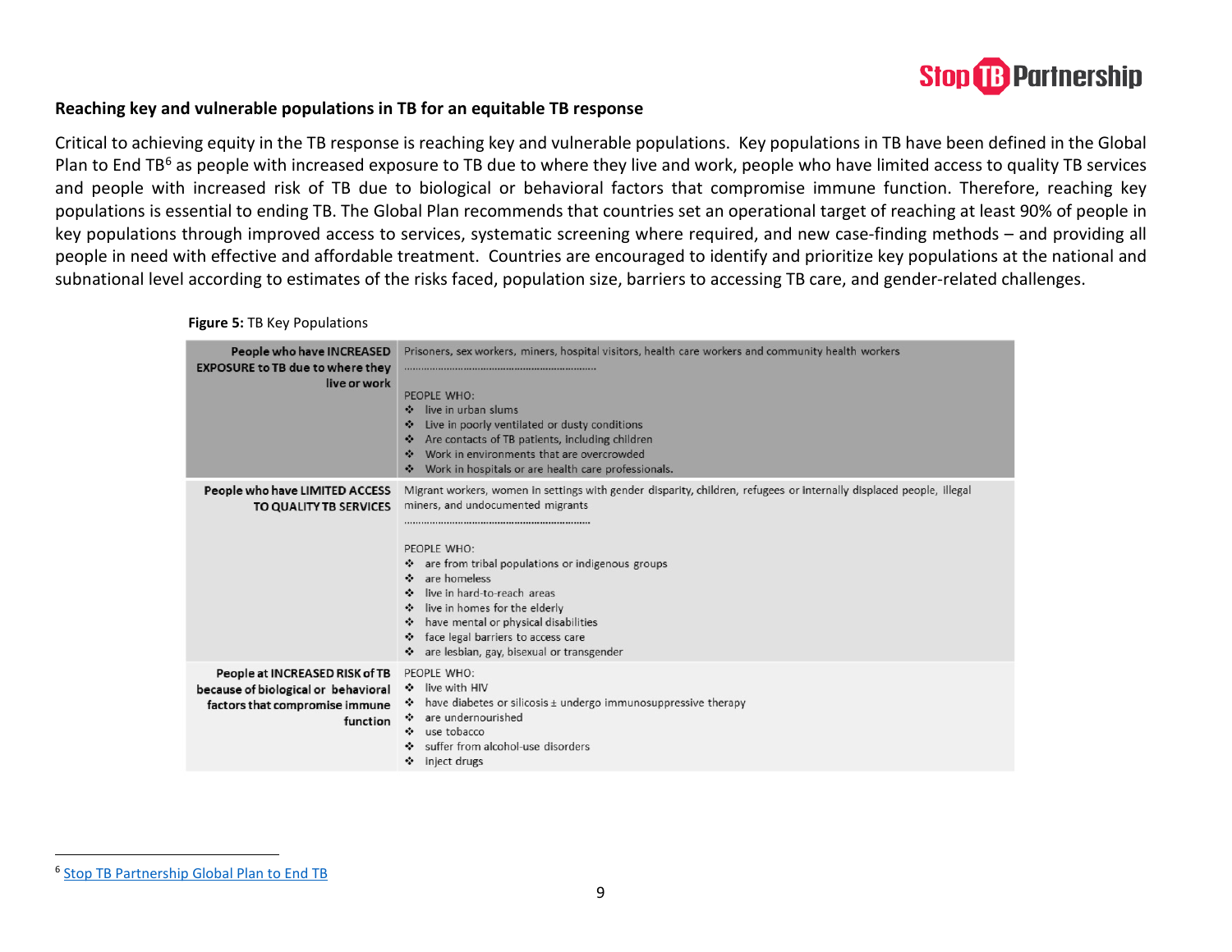**Reaching key and vulnerable populations in TB for an equitable TB response**

Critical to achieving equity in the TB response is reaching key and vulnerable populations. Key populations in TB have been defined in the Global Plan to End TB[6] as people with increased exposure to TB due to where they live and work, people who have limited access to quality TB services and people with increased risk of TB due to biological or behavioral factors that compromise immune function. Therefore, reaching key populations is essential to ending TB. The Global Plan recommends that countries set an operational target of reaching at least 90% of people in key populations through improved access to services, systematic screening where required, and new case-finding methods – and providing all people in need with effective and affordable treatment. Countries are encouraged to identify and prioritize key populations at the national and subnational level according to estimates of the risks faced, population size, barriers to accessing TB care, and gender-related challenges.

**Figure 5:** TB Key Populations

| | |
|---|---|
| **People who have INCREASED EXPOSURE to TB due to where they live or work** | Prisoners, sex workers, miners, hospital visitors, health care workers and community health workers<br>………………………………………………………<br>PEOPLE WHO:<br>❖ live in urban slums<br>❖ Live in poorly ventilated or dusty conditions<br>❖ Are contacts of TB patients, including children<br>❖ Work in environments that are overcrowded<br>❖ Work in hospitals or are health care professionals. |
| **People who have LIMITED ACCESS TO QUALITY TB SERVICES** | Migrant workers, women in settings with gender disparity, children, refugees or internally displaced people, illegal miners, and undocumented migrants<br>………………………………………………………<br>PEOPLE WHO:<br>❖ are from tribal populations or indigenous groups<br>❖ are homeless<br>❖ live in hard-to-reach areas<br>❖ live in homes for the elderly<br>❖ have mental or physical disabilities<br>❖ face legal barriers to access care<br>❖ are lesbian, gay, bisexual or transgender |
| **People at INCREASED RISK of TB because of biological or behavioral factors that compromise immune function** | PEOPLE WHO:<br>❖ live with HIV<br>❖ have diabetes or silicosis ± undergo immunosuppressive therapy<br>❖ are undernourished<br>❖ use tobacco<br>❖ suffer from alcohol-use disorders<br>❖ inject drugs |

[6] Stop TB Partnership Global Plan to End TB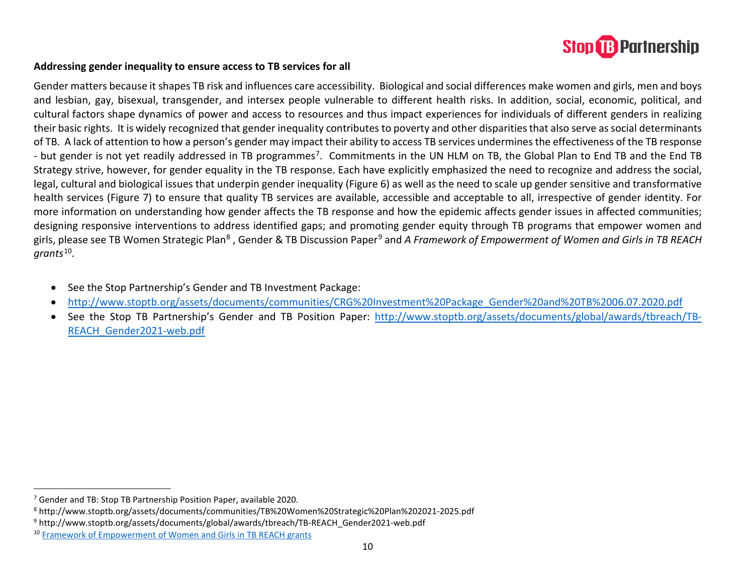**Addressing gender inequality to ensure access to TB services for all**

Gender matters because it shapes TB risk and influences care accessibility. Biological and social differences make women and girls, men and boys and lesbian, gay, bisexual, transgender, and intersex people vulnerable to different health risks. In addition, social, economic, political, and cultural factors shape dynamics of power and access to resources and thus impact experiences for individuals of different genders in realizing their basic rights. It is widely recognized that gender inequality contributes to poverty and other disparities that also serve as social determinants of TB. A lack of attention to how a person's gender may impact their ability to access TB services undermines the effectiveness of the TB response - but gender is not yet readily addressed in TB programmes[7]. Commitments in the UN HLM on TB, the Global Plan to End TB and the End TB Strategy strive, however, for gender equality in the TB response. Each have explicitly emphasized the need to recognize and address the social, legal, cultural and biological issues that underpin gender inequality (Figure 6) as well as the need to scale up gender sensitive and transformative health services (Figure 7) to ensure that quality TB services are available, accessible and acceptable to all, irrespective of gender identity. For more information on understanding how gender affects the TB response and how the epidemic affects gender issues in affected communities; designing responsive interventions to address identified gaps; and promoting gender equity through TB programs that empower women and girls, please see TB Women Strategic Plan[8] , Gender & TB Discussion Paper[9] and *A Framework of Empowerment of Women and Girls in TB REACH grants*[10].

- See the Stop Partnership's Gender and TB Investment Package:
- http://www.stoptb.org/assets/documents/communities/CRG%20Investment%20Package_Gender%20and%20TB%2006.07.2020.pdf
- See the Stop TB Partnership's Gender and TB Position Paper: http://www.stoptb.org/assets/documents/global/awards/tbreach/TB-REACH_Gender2021-web.pdf

[7] Gender and TB: Stop TB Partnership Position Paper, available 2020.

[8] http://www.stoptb.org/assets/documents/communities/TB%20Women%20Strategic%20Plan%202021-2025.pdf

[9] http://www.stoptb.org/assets/documents/global/awards/tbreach/TB-REACH_Gender2021-web.pdf

[10] Framework of Empowerment of Women and Girls in TB REACH grants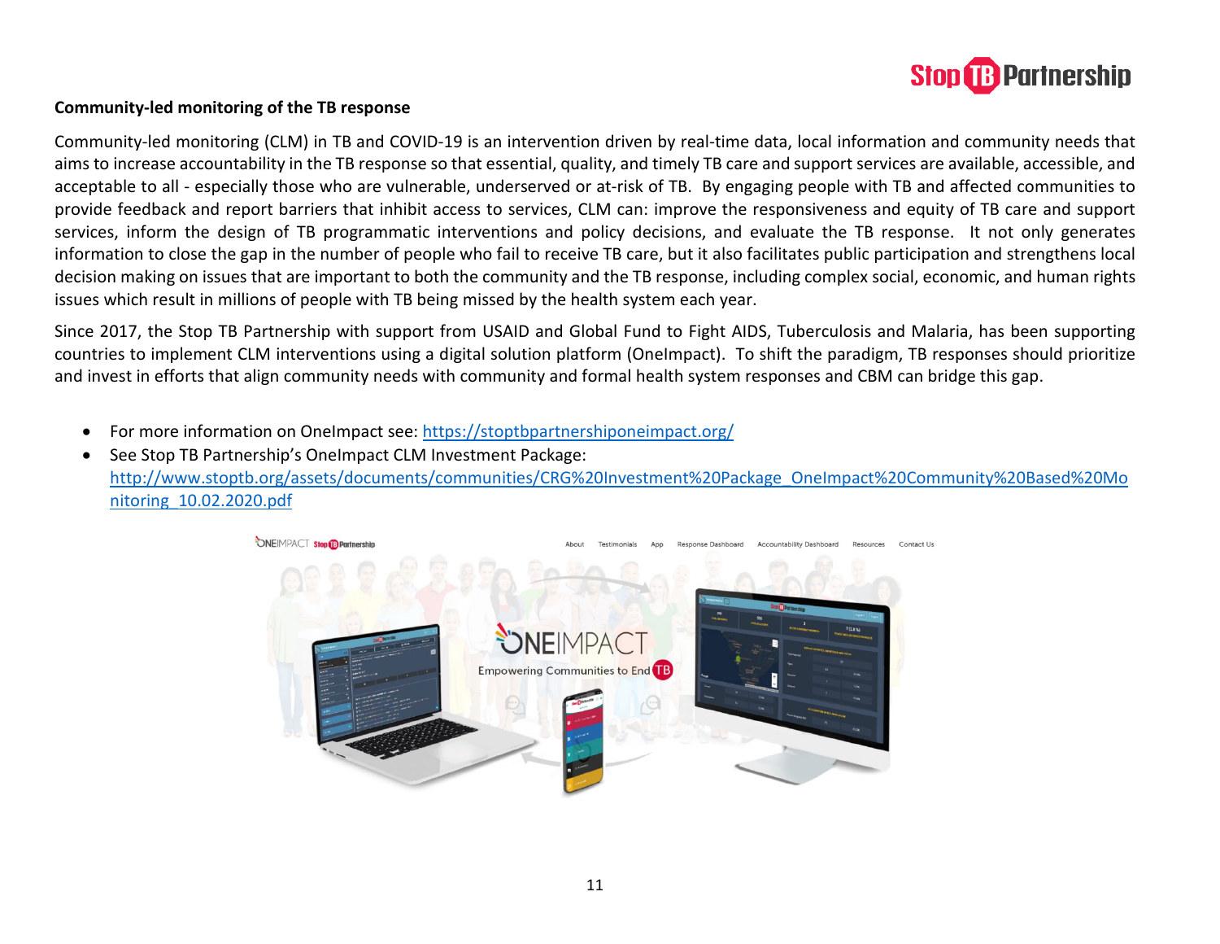**Community-led monitoring of the TB response**

Community-led monitoring (CLM) in TB and COVID-19 is an intervention driven by real-time data, local information and community needs that aims to increase accountability in the TB response so that essential, quality, and timely TB care and support services are available, accessible, and acceptable to all - especially those who are vulnerable, underserved or at-risk of TB. By engaging people with TB and affected communities to provide feedback and report barriers that inhibit access to services, CLM can: improve the responsiveness and equity of TB care and support services, inform the design of TB programmatic interventions and policy decisions, and evaluate the TB response. It not only generates information to close the gap in the number of people who fail to receive TB care, but it also facilitates public participation and strengthens local decision making on issues that are important to both the community and the TB response, including complex social, economic, and human rights issues which result in millions of people with TB being missed by the health system each year.

Since 2017, the Stop TB Partnership with support from USAID and Global Fund to Fight AIDS, Tuberculosis and Malaria, has been supporting countries to implement CLM interventions using a digital solution platform (OneImpact). To shift the paradigm, TB responses should prioritize and invest in efforts that align community needs with community and formal health system responses and CBM can bridge this gap.

- For more information on OneImpact see: https://stoptbpartnershiponeimpact.org/
- See Stop TB Partnership's OneImpact CLM Investment Package: http://www.stoptb.org/assets/documents/communities/CRG%20Investment%20Package_OneImpact%20Community%20Based%20Monitoring_10.02.2020.pdf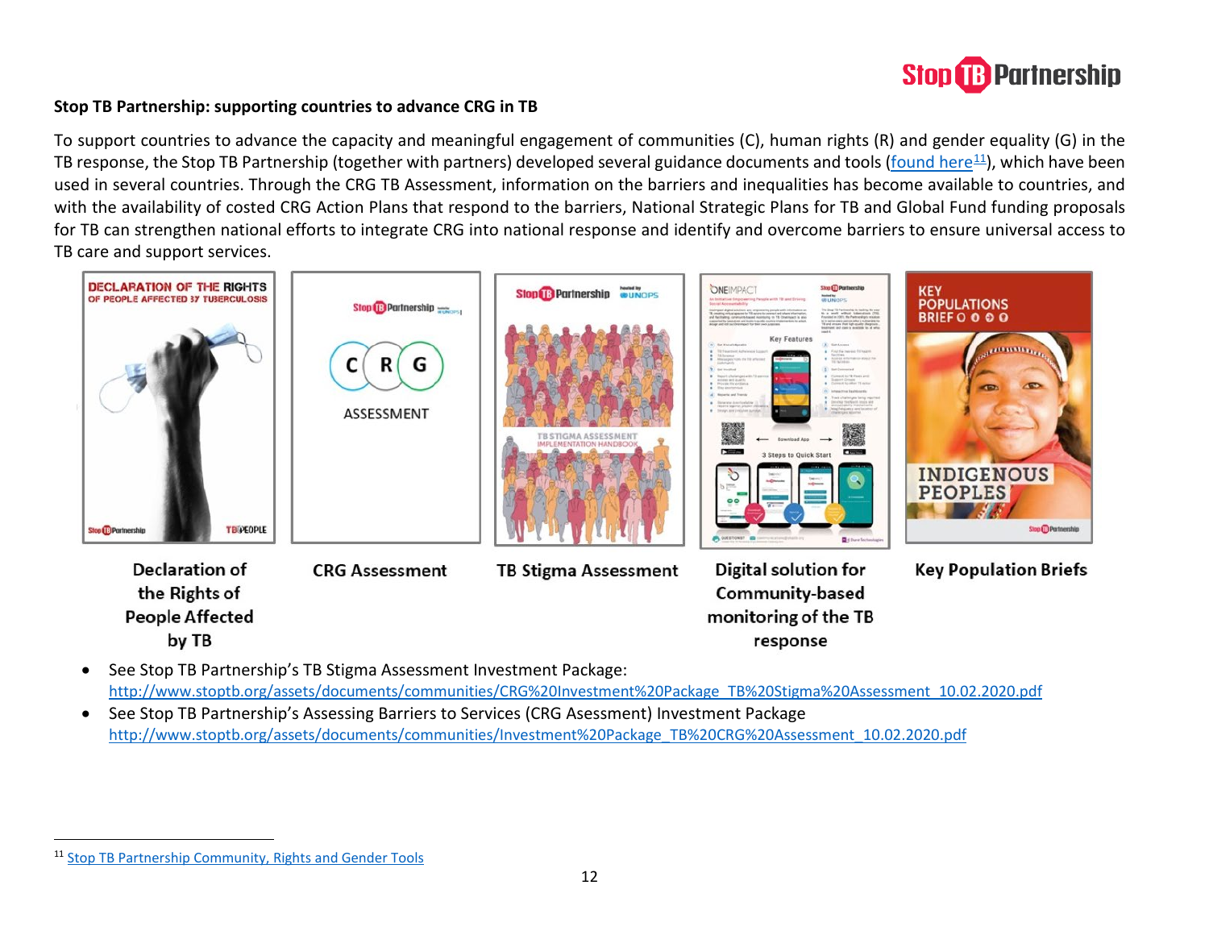**Stop TB Partnership: supporting countries to advance CRG in TB**

To support countries to advance the capacity and meaningful engagement of communities (C), human rights (R) and gender equality (G) in the TB response, the Stop TB Partnership (together with partners) developed several guidance documents and tools (found here[11]), which have been used in several countries. Through the CRG TB Assessment, information on the barriers and inequalities has become available to countries, and with the availability of costed CRG Action Plans that respond to the barriers, National Strategic Plans for TB and Global Fund funding proposals for TB can strengthen national efforts to integrate CRG into national response and identify and overcome barriers to ensure universal access to TB care and support services.

Declaration of the Rights of People Affected by TB

CRG Assessment

TB Stigma Assessment

Digital solution for Community-based monitoring of the TB response

Key Population Briefs

- See Stop TB Partnership's TB Stigma Assessment Investment Package: http://www.stoptb.org/assets/documents/communities/CRG%20Investment%20Package_TB%20Stigma%20Assessment_10.02.2020.pdf
- See Stop TB Partnership's Assessing Barriers to Services (CRG Asessment) Investment Package http://www.stoptb.org/assets/documents/communities/Investment%20Package_TB%20CRG%20Assessment_10.02.2020.pdf

[11] Stop TB Partnership Community, Rights and Gender Tools